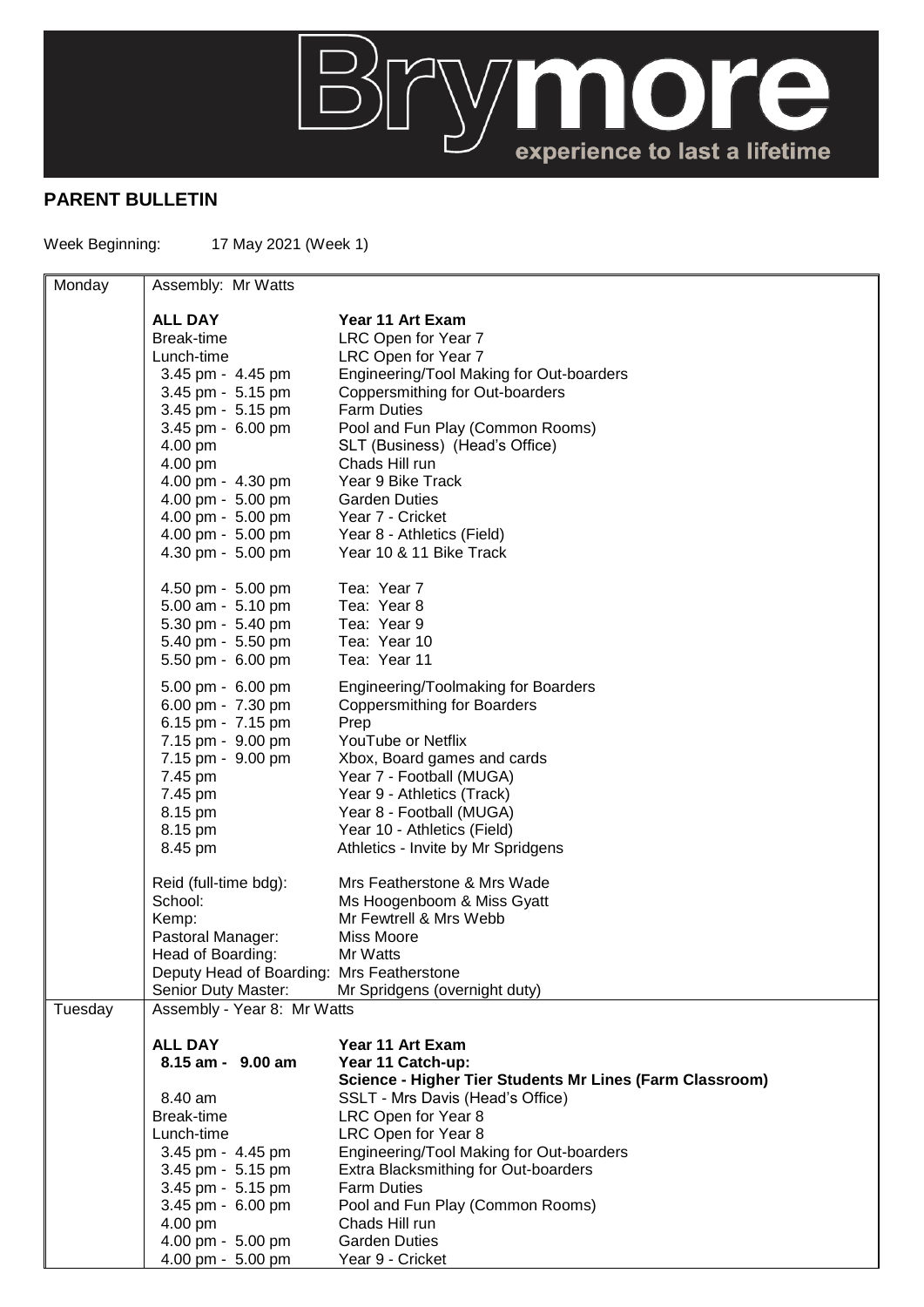Brymore experience to last a lifetime

## PARENT BULLETIN

Week Beginning: 17 May 2021 (Week 1)

| | | |
|---|---|---|
| Monday | Assembly: Mr Watts | |
| | **ALL DAY** | **Year 11 Art Exam** |
| | Break-time | LRC Open for Year 7 |
| | Lunch-time | LRC Open for Year 7 |
| | 3.45 pm - 4.45 pm | Engineering/Tool Making for Out-boarders |
| | 3.45 pm - 5.15 pm | Coppersmithing for Out-boarders |
| | 3.45 pm - 5.15 pm | Farm Duties |
| | 3.45 pm - 6.00 pm | Pool and Fun Play (Common Rooms) |
| | 4.00 pm | SLT (Business) (Head's Office) |
| | 4.00 pm | Chads Hill run |
| | 4.00 pm - 4.30 pm | Year 9 Bike Track |
| | 4.00 pm - 5.00 pm | Garden Duties |
| | 4.00 pm - 5.00 pm | Year 7 - Cricket |
| | 4.00 pm - 5.00 pm | Year 8 - Athletics (Field) |
| | 4.30 pm - 5.00 pm | Year 10 & 11 Bike Track |
| | 4.50 pm - 5.00 pm | Tea: Year 7 |
| | 5.00 am - 5.10 pm | Tea: Year 8 |
| | 5.30 pm - 5.40 pm | Tea: Year 9 |
| | 5.40 pm - 5.50 pm | Tea: Year 10 |
| | 5.50 pm - 6.00 pm | Tea: Year 11 |
| | 5.00 pm - 6.00 pm | Engineering/Toolmaking for Boarders |
| | 6.00 pm - 7.30 pm | Coppersmithing for Boarders |
| | 6.15 pm - 7.15 pm | Prep |
| | 7.15 pm - 9.00 pm | YouTube or Netflix |
| | 7.15 pm - 9.00 pm | Xbox, Board games and cards |
| | 7.45 pm | Year 7 - Football (MUGA) |
| | 7.45 pm | Year 9 - Athletics (Track) |
| | 8.15 pm | Year 8 - Football (MUGA) |
| | 8.15 pm | Year 10 - Athletics (Field) |
| | 8.45 pm | Athletics - Invite by Mr Spridgens |
| | Reid (full-time bdg): | Mrs Featherstone & Mrs Wade |
| | School: | Ms Hoogenboom & Miss Gyatt |
| | Kemp: | Mr Fewtrell & Mrs Webb |
| | Pastoral Manager: | Miss Moore |
| | Head of Boarding: | Mr Watts |
| | Deputy Head of Boarding: | Mrs Featherstone |
| | Senior Duty Master: | Mr Spridgens (overnight duty) |
| Tuesday | Assembly - Year 8: Mr Watts | |
| | **ALL DAY** | **Year 11 Art Exam** |
| | **8.15 am - 9.00 am** | **Year 11 Catch-up: Science - Higher Tier Students Mr Lines (Farm Classroom)** |
| | 8.40 am | SSLT - Mrs Davis (Head's Office) |
| | Break-time | LRC Open for Year 8 |
| | Lunch-time | LRC Open for Year 8 |
| | 3.45 pm - 4.45 pm | Engineering/Tool Making for Out-boarders |
| | 3.45 pm - 5.15 pm | Extra Blacksmithing for Out-boarders |
| | 3.45 pm - 5.15 pm | Farm Duties |
| | 3.45 pm - 6.00 pm | Pool and Fun Play (Common Rooms) |
| | 4.00 pm | Chads Hill run |
| | 4.00 pm - 5.00 pm | Garden Duties |
| | 4.00 pm - 5.00 pm | Year 9 - Cricket |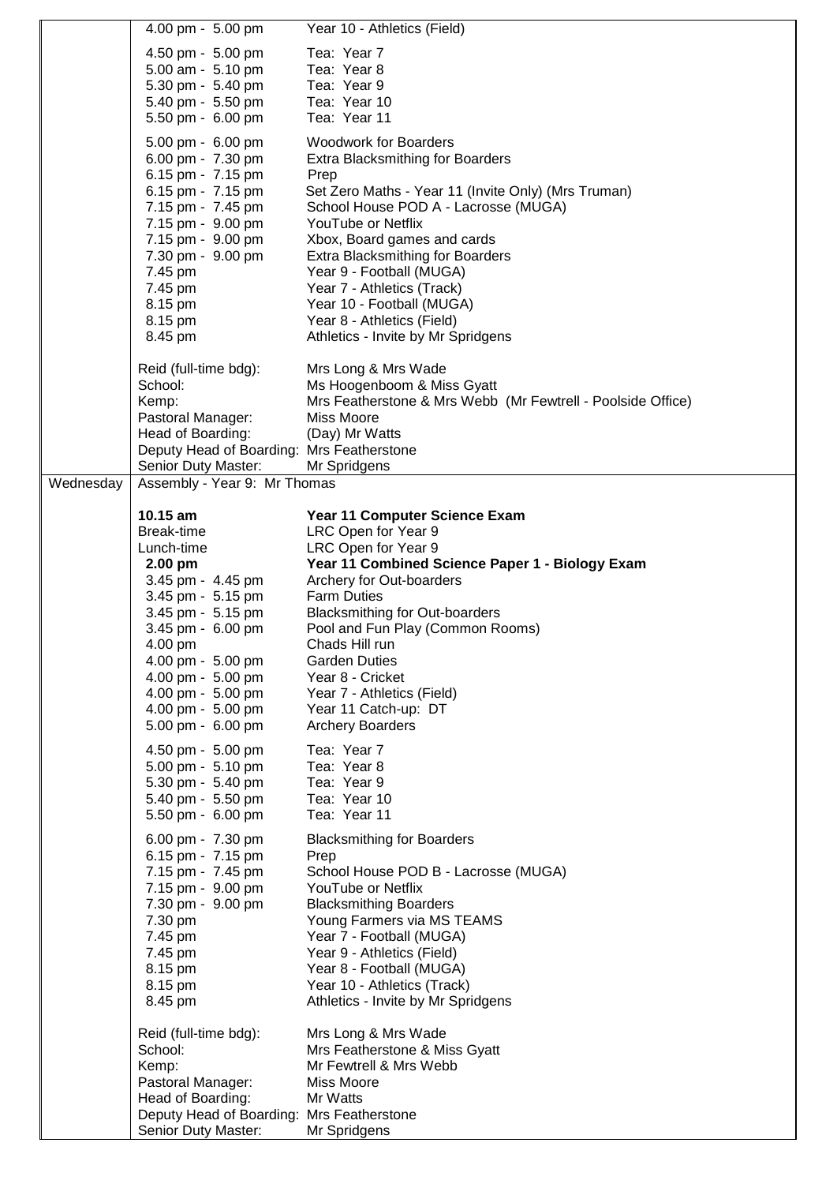| | | |
|---|---|---|
| | 4.00 pm - 5.00 pm | Year 10 - Athletics (Field) |
| | 4.50 pm - 5.00 pm | Tea: Year 7 |
| | 5.00 am - 5.10 pm | Tea: Year 8 |
| | 5.30 pm - 5.40 pm | Tea: Year 9 |
| | 5.40 pm - 5.50 pm | Tea: Year 10 |
| | 5.50 pm - 6.00 pm | Tea: Year 11 |
| | 5.00 pm - 6.00 pm | Woodwork for Boarders |
| | 6.00 pm - 7.30 pm | Extra Blacksmithing for Boarders |
| | 6.15 pm - 7.15 pm | Prep |
| | 6.15 pm - 7.15 pm | Set Zero Maths - Year 11 (Invite Only) (Mrs Truman) |
| | 7.15 pm - 7.45 pm | School House POD A - Lacrosse (MUGA) |
| | 7.15 pm - 9.00 pm | YouTube or Netflix |
| | 7.15 pm - 9.00 pm | Xbox, Board games and cards |
| | 7.30 pm - 9.00 pm | Extra Blacksmithing for Boarders |
| | 7.45 pm | Year 9 - Football (MUGA) |
| | 7.45 pm | Year 7 - Athletics (Track) |
| | 8.15 pm | Year 10 - Football (MUGA) |
| | 8.15 pm | Year 8 - Athletics (Field) |
| | 8.45 pm | Athletics - Invite by Mr Spridgens |
| | Reid (full-time bdg): | Mrs Long & Mrs Wade |
| | School: | Ms Hoogenboom & Miss Gyatt |
| | Kemp: | Mrs Featherstone & Mrs Webb (Mr Fewtrell - Poolside Office) |
| | Pastoral Manager: | Miss Moore |
| | Head of Boarding: | (Day) Mr Watts |
| | Deputy Head of Boarding: | Mrs Featherstone |
| | Senior Duty Master: | Mr Spridgens |
| Wednesday | Assembly - Year 9: Mr Thomas | |
| | **10.15 am** | **Year 11 Computer Science Exam** |
| | Break-time | LRC Open for Year 9 |
| | Lunch-time | LRC Open for Year 9 |
| | **2.00 pm** | **Year 11 Combined Science Paper 1 - Biology Exam** |
| | 3.45 pm - 4.45 pm | Archery for Out-boarders |
| | 3.45 pm - 5.15 pm | Farm Duties |
| | 3.45 pm - 5.15 pm | Blacksmithing for Out-boarders |
| | 3.45 pm - 6.00 pm | Pool and Fun Play (Common Rooms) |
| | 4.00 pm | Chads Hill run |
| | 4.00 pm - 5.00 pm | Garden Duties |
| | 4.00 pm - 5.00 pm | Year 8 - Cricket |
| | 4.00 pm - 5.00 pm | Year 7 - Athletics (Field) |
| | 4.00 pm - 5.00 pm | Year 11 Catch-up: DT |
| | 5.00 pm - 6.00 pm | Archery Boarders |
| | 4.50 pm - 5.00 pm | Tea: Year 7 |
| | 5.00 pm - 5.10 pm | Tea: Year 8 |
| | 5.30 pm - 5.40 pm | Tea: Year 9 |
| | 5.40 pm - 5.50 pm | Tea: Year 10 |
| | 5.50 pm - 6.00 pm | Tea: Year 11 |
| | 6.00 pm - 7.30 pm | Blacksmithing for Boarders |
| | 6.15 pm - 7.15 pm | Prep |
| | 7.15 pm - 7.45 pm | School House POD B - Lacrosse (MUGA) |
| | 7.15 pm - 9.00 pm | YouTube or Netflix |
| | 7.30 pm - 9.00 pm | Blacksmithing Boarders |
| | 7.30 pm | Young Farmers via MS TEAMS |
| | 7.45 pm | Year 7 - Football (MUGA) |
| | 7.45 pm | Year 9 - Athletics (Field) |
| | 8.15 pm | Year 8 - Football (MUGA) |
| | 8.15 pm | Year 10 - Athletics (Track) |
| | 8.45 pm | Athletics - Invite by Mr Spridgens |
| | Reid (full-time bdg): | Mrs Long & Mrs Wade |
| | School: | Mrs Featherstone & Miss Gyatt |
| | Kemp: | Mr Fewtrell & Mrs Webb |
| | Pastoral Manager: | Miss Moore |
| | Head of Boarding: | Mr Watts |
| | Deputy Head of Boarding: | Mrs Featherstone |
| | Senior Duty Master: | Mr Spridgens |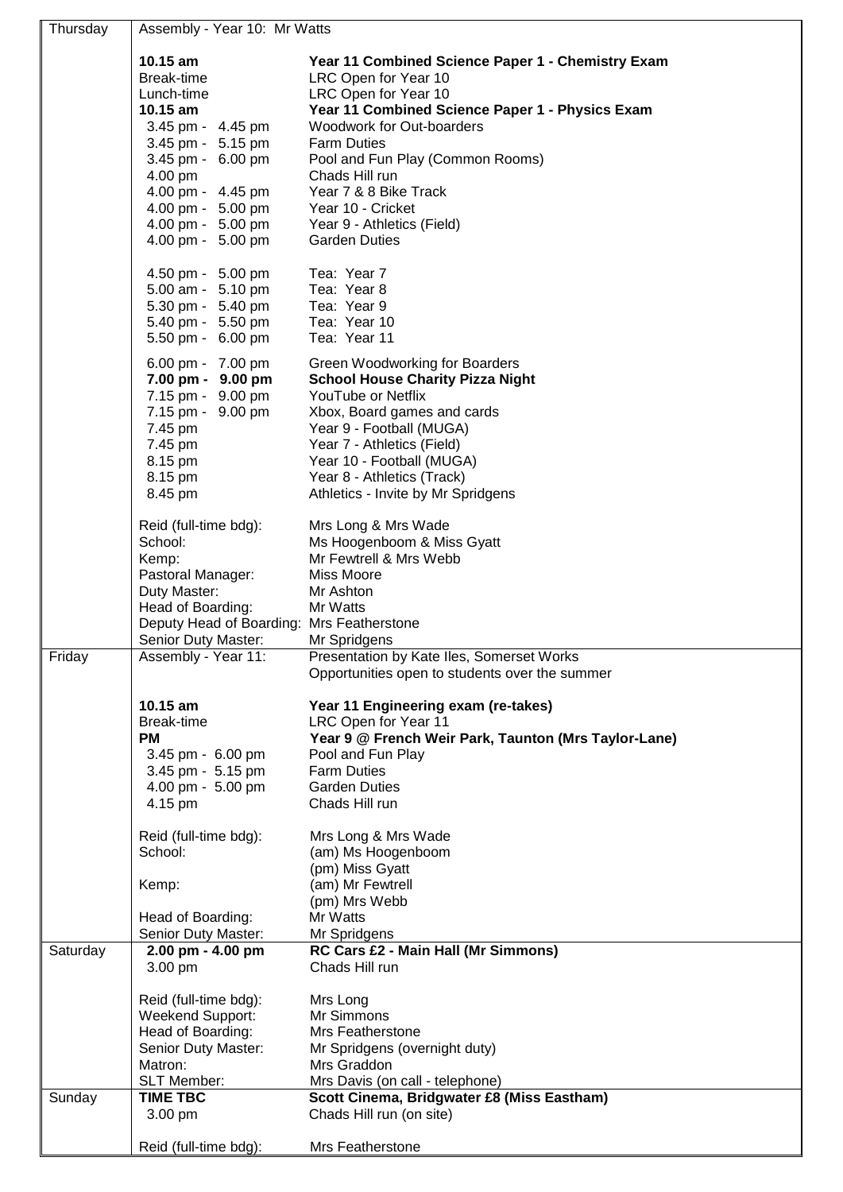| | | |
|---|---|---|
| Thursday | Assembly - Year 10: Mr Watts | |
| | **10.15 am** | **Year 11 Combined Science Paper 1 - Chemistry Exam** |
| | Break-time | LRC Open for Year 10 |
| | Lunch-time | LRC Open for Year 10 |
| | **10.15 am** | **Year 11 Combined Science Paper 1 - Physics Exam** |
| | 3.45 pm - 4.45 pm | Woodwork for Out-boarders |
| | 3.45 pm - 5.15 pm | Farm Duties |
| | 3.45 pm - 6.00 pm | Pool and Fun Play (Common Rooms) |
| | 4.00 pm | Chads Hill run |
| | 4.00 pm - 4.45 pm | Year 7 & 8 Bike Track |
| | 4.00 pm - 5.00 pm | Year 10 - Cricket |
| | 4.00 pm - 5.00 pm | Year 9 - Athletics (Field) |
| | 4.00 pm - 5.00 pm | Garden Duties |
| | 4.50 pm - 5.00 pm | Tea: Year 7 |
| | 5.00 am - 5.10 pm | Tea: Year 8 |
| | 5.30 pm - 5.40 pm | Tea: Year 9 |
| | 5.40 pm - 5.50 pm | Tea: Year 10 |
| | 5.50 pm - 6.00 pm | Tea: Year 11 |
| | 6.00 pm - 7.00 pm | Green Woodworking for Boarders |
| | **7.00 pm - 9.00 pm** | **School House Charity Pizza Night** |
| | 7.15 pm - 9.00 pm | YouTube or Netflix |
| | 7.15 pm - 9.00 pm | Xbox, Board games and cards |
| | 7.45 pm | Year 9 - Football (MUGA) |
| | 7.45 pm | Year 7 - Athletics (Field) |
| | 8.15 pm | Year 10 - Football (MUGA) |
| | 8.15 pm | Year 8 - Athletics (Track) |
| | 8.45 pm | Athletics - Invite by Mr Spridgens |
| | Reid (full-time bdg): | Mrs Long & Mrs Wade |
| | School: | Ms Hoogenboom & Miss Gyatt |
| | Kemp: | Mr Fewtrell & Mrs Webb |
| | Pastoral Manager: | Miss Moore |
| | Duty Master: | Mr Ashton |
| | Head of Boarding: | Mr Watts |
| | Deputy Head of Boarding: | Mrs Featherstone |
| | Senior Duty Master: | Mr Spridgens |
| Friday | Assembly - Year 11: | Presentation by Kate Iles, Somerset Works<br>Opportunities open to students over the summer |
| | **10.15 am** | **Year 11 Engineering exam (re-takes)** |
| | Break-time | LRC Open for Year 11 |
| | **PM** | **Year 9 @ French Weir Park, Taunton (Mrs Taylor-Lane)** |
| | 3.45 pm - 6.00 pm | Pool and Fun Play |
| | 3.45 pm - 5.15 pm | Farm Duties |
| | 4.00 pm - 5.00 pm | Garden Duties |
| | 4.15 pm | Chads Hill run |
| | Reid (full-time bdg): | Mrs Long & Mrs Wade |
| | School: | (am) Ms Hoogenboom<br>(pm) Miss Gyatt |
| | Kemp: | (am) Mr Fewtrell<br>(pm) Mrs Webb |
| | Head of Boarding: | Mr Watts |
| | Senior Duty Master: | Mr Spridgens |
| Saturday | **2.00 pm - 4.00 pm** | **RC Cars £2 - Main Hall (Mr Simmons)** |
| | 3.00 pm | Chads Hill run |
| | Reid (full-time bdg): | Mrs Long |
| | Weekend Support: | Mr Simmons |
| | Head of Boarding: | Mrs Featherstone |
| | Senior Duty Master: | Mr Spridgens (overnight duty) |
| | Matron: | Mrs Graddon |
| | SLT Member: | Mrs Davis (on call - telephone) |
| Sunday | **TIME TBC** | **Scott Cinema, Bridgwater £8 (Miss Eastham)** |
| | 3.00 pm | Chads Hill run (on site) |
| | Reid (full-time bdg): | Mrs Featherstone |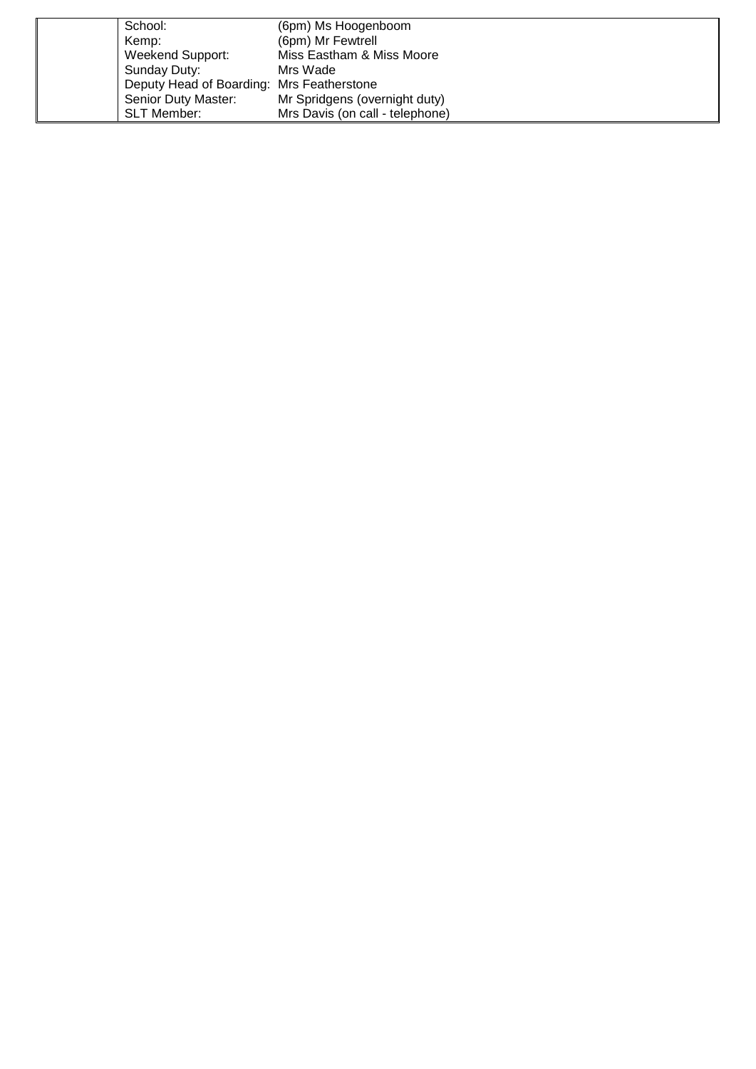| | | |
|---|---|---|
| | School: | (6pm) Ms Hoogenboom |
| | Kemp: | (6pm) Mr Fewtrell |
| | Weekend Support: | Miss Eastham & Miss Moore |
| | Sunday Duty: | Mrs Wade |
| | Deputy Head of Boarding: | Mrs Featherstone |
| | Senior Duty Master: | Mr Spridgens (overnight duty) |
| | SLT Member: | Mrs Davis (on call - telephone) |